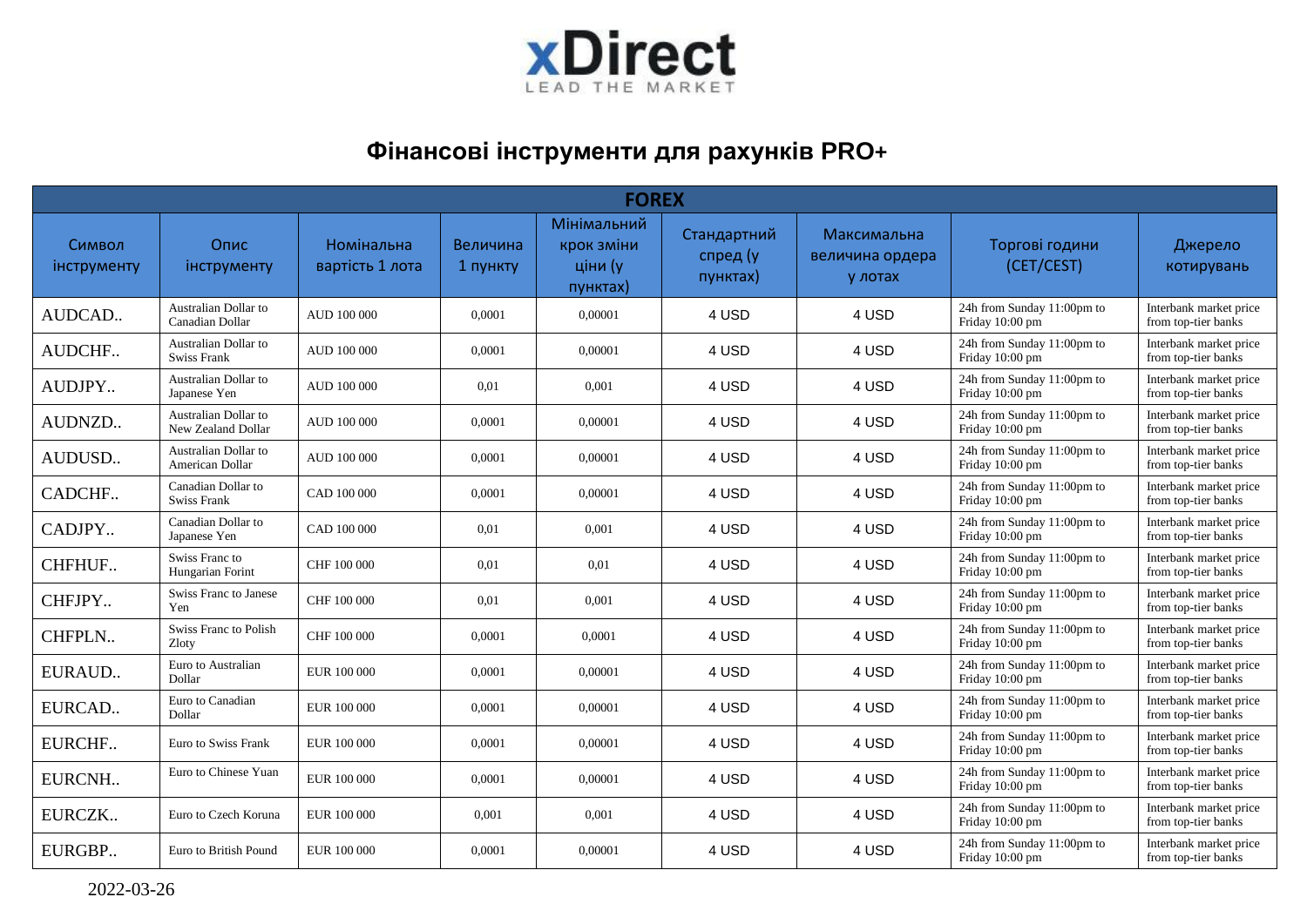xDirect

LEAD THE MARKET

# Фінансові інструменти для рахунків PRO+

| FOREX | | | | | | | | |
|---|---|---|---|---|---|---|---|---|
| Символ інструменту | Опис інструменту | Номінальна вартість 1 лота | Величина 1 пункту | Мінімальний крок зміни ціни (у пунктах) | Стандартний спред (у пунктах) | Максимальна величина ордера у лотах | Торгові години (CET/CEST) | Джерело котирувань |
| AUDCAD.. | Australian Dollar to Canadian Dollar | AUD 100 000 | 0,0001 | 0,00001 | 4 USD | 4 USD | 24h from Sunday 11:00pm to Friday 10:00 pm | Interbank market price from top-tier banks |
| AUDCHF.. | Australian Dollar to Swiss Frank | AUD 100 000 | 0,0001 | 0,00001 | 4 USD | 4 USD | 24h from Sunday 11:00pm to Friday 10:00 pm | Interbank market price from top-tier banks |
| AUDJPY.. | Australian Dollar to Japanese Yen | AUD 100 000 | 0,01 | 0,001 | 4 USD | 4 USD | 24h from Sunday 11:00pm to Friday 10:00 pm | Interbank market price from top-tier banks |
| AUDNZD.. | Australian Dollar to New Zealand Dollar | AUD 100 000 | 0,0001 | 0,00001 | 4 USD | 4 USD | 24h from Sunday 11:00pm to Friday 10:00 pm | Interbank market price from top-tier banks |
| AUDUSD.. | Australian Dollar to American Dollar | AUD 100 000 | 0,0001 | 0,00001 | 4 USD | 4 USD | 24h from Sunday 11:00pm to Friday 10:00 pm | Interbank market price from top-tier banks |
| CADCHF.. | Canadian Dollar to Swiss Frank | CAD 100 000 | 0,0001 | 0,00001 | 4 USD | 4 USD | 24h from Sunday 11:00pm to Friday 10:00 pm | Interbank market price from top-tier banks |
| CADJPY.. | Canadian Dollar to Japanese Yen | CAD 100 000 | 0,01 | 0,001 | 4 USD | 4 USD | 24h from Sunday 11:00pm to Friday 10:00 pm | Interbank market price from top-tier banks |
| CHFHUF.. | Swiss Franc to Hungarian Forint | CHF 100 000 | 0,01 | 0,01 | 4 USD | 4 USD | 24h from Sunday 11:00pm to Friday 10:00 pm | Interbank market price from top-tier banks |
| CHFJPY.. | Swiss Franc to Janese Yen | CHF 100 000 | 0,01 | 0,001 | 4 USD | 4 USD | 24h from Sunday 11:00pm to Friday 10:00 pm | Interbank market price from top-tier banks |
| CHFPLN.. | Swiss Franc to Polish Zloty | CHF 100 000 | 0,0001 | 0,0001 | 4 USD | 4 USD | 24h from Sunday 11:00pm to Friday 10:00 pm | Interbank market price from top-tier banks |
| EURAUD.. | Euro to Australian Dollar | EUR 100 000 | 0,0001 | 0,00001 | 4 USD | 4 USD | 24h from Sunday 11:00pm to Friday 10:00 pm | Interbank market price from top-tier banks |
| EURCAD.. | Euro to Canadian Dollar | EUR 100 000 | 0,0001 | 0,00001 | 4 USD | 4 USD | 24h from Sunday 11:00pm to Friday 10:00 pm | Interbank market price from top-tier banks |
| EURCHF.. | Euro to Swiss Frank | EUR 100 000 | 0,0001 | 0,00001 | 4 USD | 4 USD | 24h from Sunday 11:00pm to Friday 10:00 pm | Interbank market price from top-tier banks |
| EURCNH.. | Euro to Chinese Yuan | EUR 100 000 | 0,0001 | 0,00001 | 4 USD | 4 USD | 24h from Sunday 11:00pm to Friday 10:00 pm | Interbank market price from top-tier banks |
| EURCZK.. | Euro to Czech Koruna | EUR 100 000 | 0,001 | 0,001 | 4 USD | 4 USD | 24h from Sunday 11:00pm to Friday 10:00 pm | Interbank market price from top-tier banks |
| EURGBP.. | Euro to British Pound | EUR 100 000 | 0,0001 | 0,00001 | 4 USD | 4 USD | 24h from Sunday 11:00pm to Friday 10:00 pm | Interbank market price from top-tier banks |

2022-03-26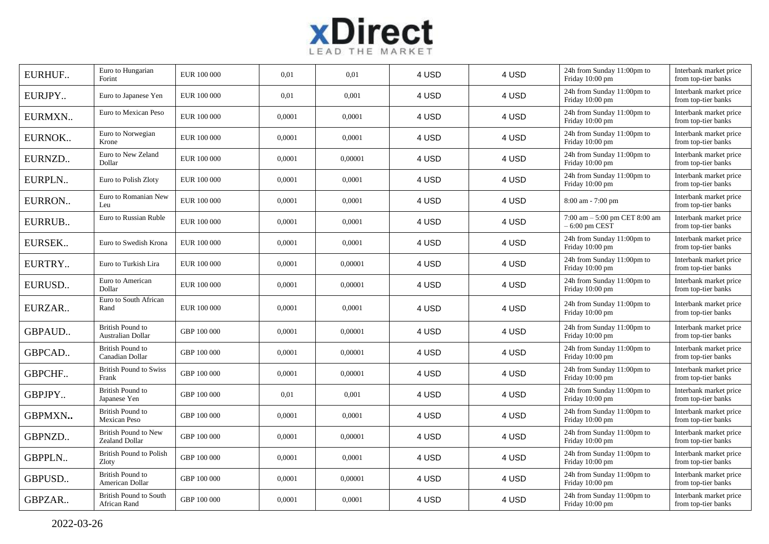| | | | | | | | | |
|---|---|---|---|---|---|---|---|---|
| EURHUF.. | Euro to Hungarian Forint | EUR 100 000 | 0,01 | 0,01 | 4 USD | 4 USD | 24h from Sunday 11:00pm to Friday 10:00 pm | Interbank market price from top-tier banks |
| EURJPY.. | Euro to Japanese Yen | EUR 100 000 | 0,01 | 0,001 | 4 USD | 4 USD | 24h from Sunday 11:00pm to Friday 10:00 pm | Interbank market price from top-tier banks |
| EURMXN.. | Euro to Mexican Peso | EUR 100 000 | 0,0001 | 0,0001 | 4 USD | 4 USD | 24h from Sunday 11:00pm to Friday 10:00 pm | Interbank market price from top-tier banks |
| EURNOK.. | Euro to Norwegian Krone | EUR 100 000 | 0,0001 | 0,0001 | 4 USD | 4 USD | 24h from Sunday 11:00pm to Friday 10:00 pm | Interbank market price from top-tier banks |
| EURNZD.. | Euro to New Zeland Dollar | EUR 100 000 | 0,0001 | 0,00001 | 4 USD | 4 USD | 24h from Sunday 11:00pm to Friday 10:00 pm | Interbank market price from top-tier banks |
| EURPLN.. | Euro to Polish Zloty | EUR 100 000 | 0,0001 | 0,0001 | 4 USD | 4 USD | 24h from Sunday 11:00pm to Friday 10:00 pm | Interbank market price from top-tier banks |
| EURRON.. | Euro to Romanian New Leu | EUR 100 000 | 0,0001 | 0,0001 | 4 USD | 4 USD | 8:00 am - 7:00 pm | Interbank market price from top-tier banks |
| EURRUB.. | Euro to Russian Ruble | EUR 100 000 | 0,0001 | 0,0001 | 4 USD | 4 USD | 7:00 am – 5:00 pm CET 8:00 am – 6:00 pm CEST | Interbank market price from top-tier banks |
| EURSEK.. | Euro to Swedish Krona | EUR 100 000 | 0,0001 | 0,0001 | 4 USD | 4 USD | 24h from Sunday 11:00pm to Friday 10:00 pm | Interbank market price from top-tier banks |
| EURTRY.. | Euro to Turkish Lira | EUR 100 000 | 0,0001 | 0,00001 | 4 USD | 4 USD | 24h from Sunday 11:00pm to Friday 10:00 pm | Interbank market price from top-tier banks |
| EURUSD.. | Euro to American Dollar | EUR 100 000 | 0,0001 | 0,00001 | 4 USD | 4 USD | 24h from Sunday 11:00pm to Friday 10:00 pm | Interbank market price from top-tier banks |
| EURZAR.. | Euro to South African Rand | EUR 100 000 | 0,0001 | 0,0001 | 4 USD | 4 USD | 24h from Sunday 11:00pm to Friday 10:00 pm | Interbank market price from top-tier banks |
| GBPAUD.. | British Pound to Australian Dollar | GBP 100 000 | 0,0001 | 0,00001 | 4 USD | 4 USD | 24h from Sunday 11:00pm to Friday 10:00 pm | Interbank market price from top-tier banks |
| GBPCAD.. | British Pound to Canadian Dollar | GBP 100 000 | 0,0001 | 0,00001 | 4 USD | 4 USD | 24h from Sunday 11:00pm to Friday 10:00 pm | Interbank market price from top-tier banks |
| GBPCHF.. | British Pound to Swiss Frank | GBP 100 000 | 0,0001 | 0,00001 | 4 USD | 4 USD | 24h from Sunday 11:00pm to Friday 10:00 pm | Interbank market price from top-tier banks |
| GBPJPY.. | British Pound to Japanese Yen | GBP 100 000 | 0,01 | 0,001 | 4 USD | 4 USD | 24h from Sunday 11:00pm to Friday 10:00 pm | Interbank market price from top-tier banks |
| GBPMXN.. | British Pound to Mexican Peso | GBP 100 000 | 0,0001 | 0,0001 | 4 USD | 4 USD | 24h from Sunday 11:00pm to Friday 10:00 pm | Interbank market price from top-tier banks |
| GBPNZD.. | British Pound to New Zealand Dollar | GBP 100 000 | 0,0001 | 0,00001 | 4 USD | 4 USD | 24h from Sunday 11:00pm to Friday 10:00 pm | Interbank market price from top-tier banks |
| GBPPLN.. | British Pound to Polish Zloty | GBP 100 000 | 0,0001 | 0,0001 | 4 USD | 4 USD | 24h from Sunday 11:00pm to Friday 10:00 pm | Interbank market price from top-tier banks |
| GBPUSD.. | British Pound to American Dollar | GBP 100 000 | 0,0001 | 0,00001 | 4 USD | 4 USD | 24h from Sunday 11:00pm to Friday 10:00 pm | Interbank market price from top-tier banks |
| GBPZAR.. | British Pound to South African Rand | GBP 100 000 | 0,0001 | 0,0001 | 4 USD | 4 USD | 24h from Sunday 11:00pm to Friday 10:00 pm | Interbank market price from top-tier banks |

2022-03-26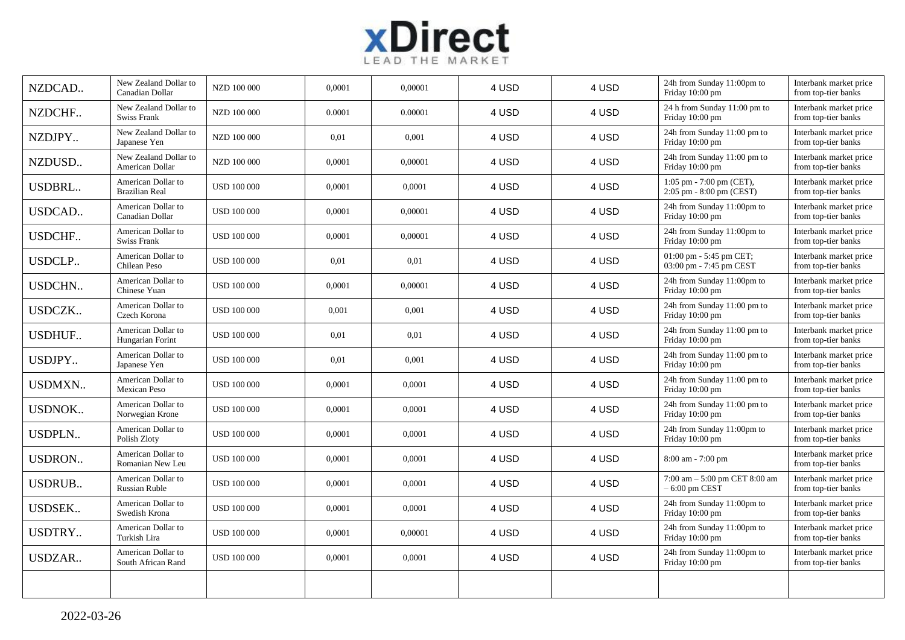| | | | | | | | | |
|---|---|---|---|---|---|---|---|---|
| NZDCAD.. | New Zealand Dollar to Canadian Dollar | NZD 100 000 | 0,0001 | 0,00001 | 4 USD | 4 USD | 24h from Sunday 11:00pm to Friday 10:00 pm | Interbank market price from top-tier banks |
| NZDCHF.. | New Zealand Dollar to Swiss Frank | NZD 100 000 | 0.0001 | 0.00001 | 4 USD | 4 USD | 24 h from Sunday 11:00 pm to Friday 10:00 pm | Interbank market price from top-tier banks |
| NZDJPY.. | New Zealand Dollar to Japanese Yen | NZD 100 000 | 0,01 | 0,001 | 4 USD | 4 USD | 24h from Sunday 11:00 pm to Friday 10:00 pm | Interbank market price from top-tier banks |
| NZDUSD.. | New Zealand Dollar to American Dollar | NZD 100 000 | 0,0001 | 0,00001 | 4 USD | 4 USD | 24h from Sunday 11:00 pm to Friday 10:00 pm | Interbank market price from top-tier banks |
| USDBRL.. | American Dollar to Brazilian Real | USD 100 000 | 0,0001 | 0,0001 | 4 USD | 4 USD | 1:05 pm - 7:00 pm (CET), 2:05 pm - 8:00 pm (CEST) | Interbank market price from top-tier banks |
| USDCAD.. | American Dollar to Canadian Dollar | USD 100 000 | 0,0001 | 0,00001 | 4 USD | 4 USD | 24h from Sunday 11:00pm to Friday 10:00 pm | Interbank market price from top-tier banks |
| USDCHF.. | American Dollar to Swiss Frank | USD 100 000 | 0,0001 | 0,00001 | 4 USD | 4 USD | 24h from Sunday 11:00pm to Friday 10:00 pm | Interbank market price from top-tier banks |
| USDCLP.. | American Dollar to Chilean Peso | USD 100 000 | 0,01 | 0,01 | 4 USD | 4 USD | 01:00 pm - 5:45 pm CET; 03:00 pm - 7:45 pm CEST | Interbank market price from top-tier banks |
| USDCHN.. | American Dollar to Chinese Yuan | USD 100 000 | 0,0001 | 0,00001 | 4 USD | 4 USD | 24h from Sunday 11:00pm to Friday 10:00 pm | Interbank market price from top-tier banks |
| USDCZK.. | American Dollar to Czech Korona | USD 100 000 | 0,001 | 0,001 | 4 USD | 4 USD | 24h from Sunday 11:00 pm to Friday 10:00 pm | Interbank market price from top-tier banks |
| USDHUF.. | American Dollar to Hungarian Forint | USD 100 000 | 0,01 | 0,01 | 4 USD | 4 USD | 24h from Sunday 11:00 pm to Friday 10:00 pm | Interbank market price from top-tier banks |
| USDJPY.. | American Dollar to Japanese Yen | USD 100 000 | 0,01 | 0,001 | 4 USD | 4 USD | 24h from Sunday 11:00 pm to Friday 10:00 pm | Interbank market price from top-tier banks |
| USDMXN.. | American Dollar to Mexican Peso | USD 100 000 | 0,0001 | 0,0001 | 4 USD | 4 USD | 24h from Sunday 11:00 pm to Friday 10:00 pm | Interbank market price from top-tier banks |
| USDNOK.. | American Dollar to Norwegian Krone | USD 100 000 | 0,0001 | 0,0001 | 4 USD | 4 USD | 24h from Sunday 11:00 pm to Friday 10:00 pm | Interbank market price from top-tier banks |
| USDPLN.. | American Dollar to Polish Zloty | USD 100 000 | 0,0001 | 0,0001 | 4 USD | 4 USD | 24h from Sunday 11:00pm to Friday 10:00 pm | Interbank market price from top-tier banks |
| USDRON.. | American Dollar to Romanian New Leu | USD 100 000 | 0,0001 | 0,0001 | 4 USD | 4 USD | 8:00 am - 7:00 pm | Interbank market price from top-tier banks |
| USDRUB.. | American Dollar to Russian Ruble | USD 100 000 | 0,0001 | 0,0001 | 4 USD | 4 USD | 7:00 am – 5:00 pm CET 8:00 am – 6:00 pm CEST | Interbank market price from top-tier banks |
| USDSEK.. | American Dollar to Swedish Krona | USD 100 000 | 0,0001 | 0,0001 | 4 USD | 4 USD | 24h from Sunday 11:00pm to Friday 10:00 pm | Interbank market price from top-tier banks |
| USDTRY.. | American Dollar to Turkish Lira | USD 100 000 | 0,0001 | 0,00001 | 4 USD | 4 USD | 24h from Sunday 11:00pm to Friday 10:00 pm | Interbank market price from top-tier banks |
| USDZAR.. | American Dollar to South African Rand | USD 100 000 | 0,0001 | 0,0001 | 4 USD | 4 USD | 24h from Sunday 11:00pm to Friday 10:00 pm | Interbank market price from top-tier banks |
| | | | | | | | | |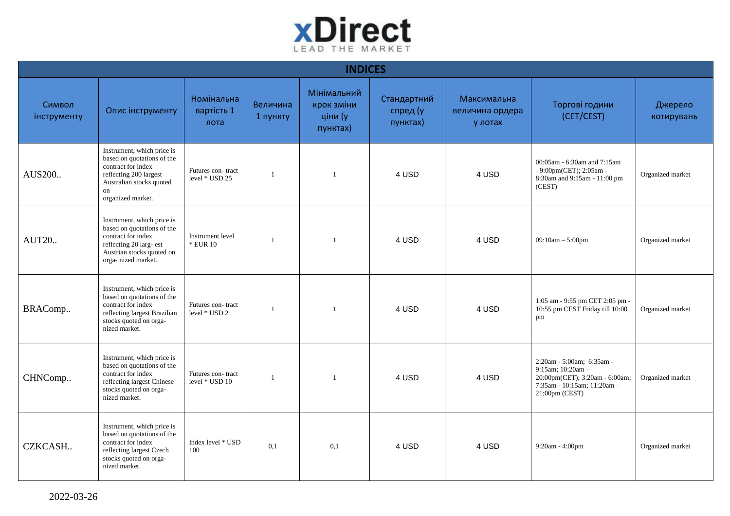**xDirect**
LEAD THE MARKET

| INDICES | | | | | | | | |
|---|---|---|---|---|---|---|---|---|
| Символ інструменту | Опис інструменту | Номінальна вартість 1 лота | Величина 1 пункту | Мінімальний крок зміни ціни (у пунктах) | Стандартний спред (у пунктах) | Максимальна величина ордера у лотах | Торгові години (CET/CEST) | Джерело котирувань |
| AUS200.. | Instrument, which price is based on quotations of the contract for index reflecting 200 largest Australian stocks quoted on organized market. | Futures con- tract level * USD 25 | 1 | 1 | 4 USD | 4 USD | 00:05am - 6:30am and 7:15am - 9:00pm(CET); 2:05am - 8:30am and 9:15am - 11:00 pm (CEST) | Organized market |
| AUT20.. | Instrument, which price is based on quotations of the contract for index reflecting 20 larg- est Austrian stocks quoted on orga- nized market.. | Instrument level * EUR 10 | 1 | 1 | 4 USD | 4 USD | 09:10am – 5:00pm | Organized market |
| BRAComp.. | Instrument, which price is based on quotations of the contract for index reflecting largest Brazilian stocks quoted on orga- nized market. | Futures con- tract level * USD 2 | 1 | 1 | 4 USD | 4 USD | 1:05 am - 9:55 pm CET 2:05 pm - 10:55 pm CEST Friday till 10:00 pm | Organized market |
| CHNComp.. | Instrument, which price is based on quotations of the contract for index reflecting largest Chinese stocks quoted on orga- nized market. | Futures con- tract level * USD 10 | 1 | 1 | 4 USD | 4 USD | 2:20am - 5:00am; 6:35am - 9:15am; 10:20am – 20:00pm(CET); 3:20am - 6:00am; 7:35am - 10:15am; 11:20am – 21:00pm (CEST) | Organized market |
| CZKCASH.. | Instrument, which price is based on quotations of the contract for index reflecting largest Czech stocks quoted on orga- nized market. | Index level * USD 100 | 0,1 | 0,1 | 4 USD | 4 USD | 9:20am - 4:00pm | Organized market |

2022-03-26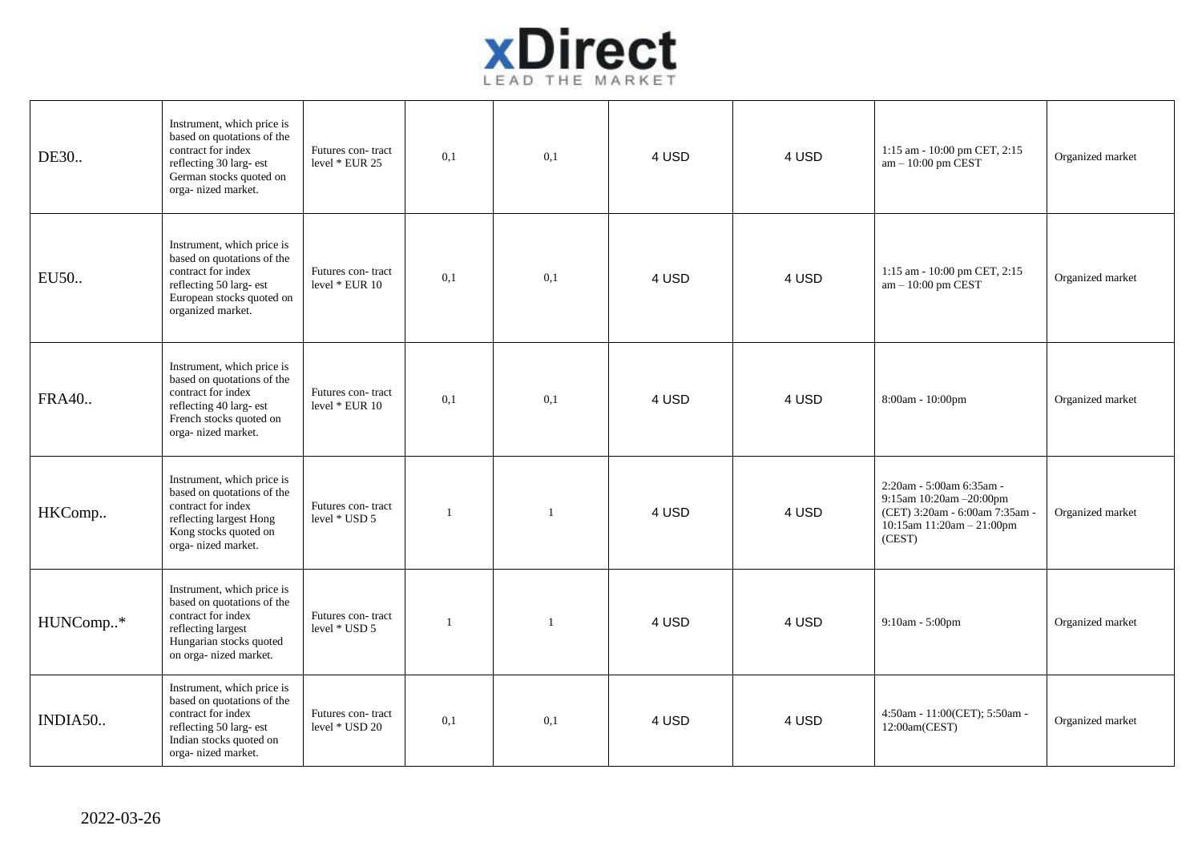| | | | | | | | | |
|---|---|---|---|---|---|---|---|---|
| DE30.. | Instrument, which price is based on quotations of the contract for index reflecting 30 larg- est German stocks quoted on orga- nized market. | Futures con- tract level * EUR 25 | 0,1 | 0,1 | 4 USD | 4 USD | 1:15 am - 10:00 pm CET, 2:15 am – 10:00 pm CEST | Organized market |
| EU50.. | Instrument, which price is based on quotations of the contract for index reflecting 50 larg- est European stocks quoted on organized market. | Futures con- tract level * EUR 10 | 0,1 | 0,1 | 4 USD | 4 USD | 1:15 am - 10:00 pm CET, 2:15 am – 10:00 pm CEST | Organized market |
| FRA40.. | Instrument, which price is based on quotations of the contract for index reflecting 40 larg- est French stocks quoted on orga- nized market. | Futures con- tract level * EUR 10 | 0,1 | 0,1 | 4 USD | 4 USD | 8:00am - 10:00pm | Organized market |
| HKComp.. | Instrument, which price is based on quotations of the contract for index reflecting largest Hong Kong stocks quoted on orga- nized market. | Futures con- tract level * USD 5 | 1 | 1 | 4 USD | 4 USD | 2:20am - 5:00am 6:35am - 9:15am 10:20am –20:00pm (CET) 3:20am - 6:00am 7:35am - 10:15am 11:20am – 21:00pm (CEST) | Organized market |
| HUNComp..* | Instrument, which price is based on quotations of the contract for index reflecting largest Hungarian stocks quoted on orga- nized market. | Futures con- tract level * USD 5 | 1 | 1 | 4 USD | 4 USD | 9:10am - 5:00pm | Organized market |
| INDIA50.. | Instrument, which price is based on quotations of the contract for index reflecting 50 larg- est Indian stocks quoted on orga- nized market. | Futures con- tract level * USD 20 | 0,1 | 0,1 | 4 USD | 4 USD | 4:50am - 11:00(CET); 5:50am - 12:00am(CEST) | Organized market |

2022-03-26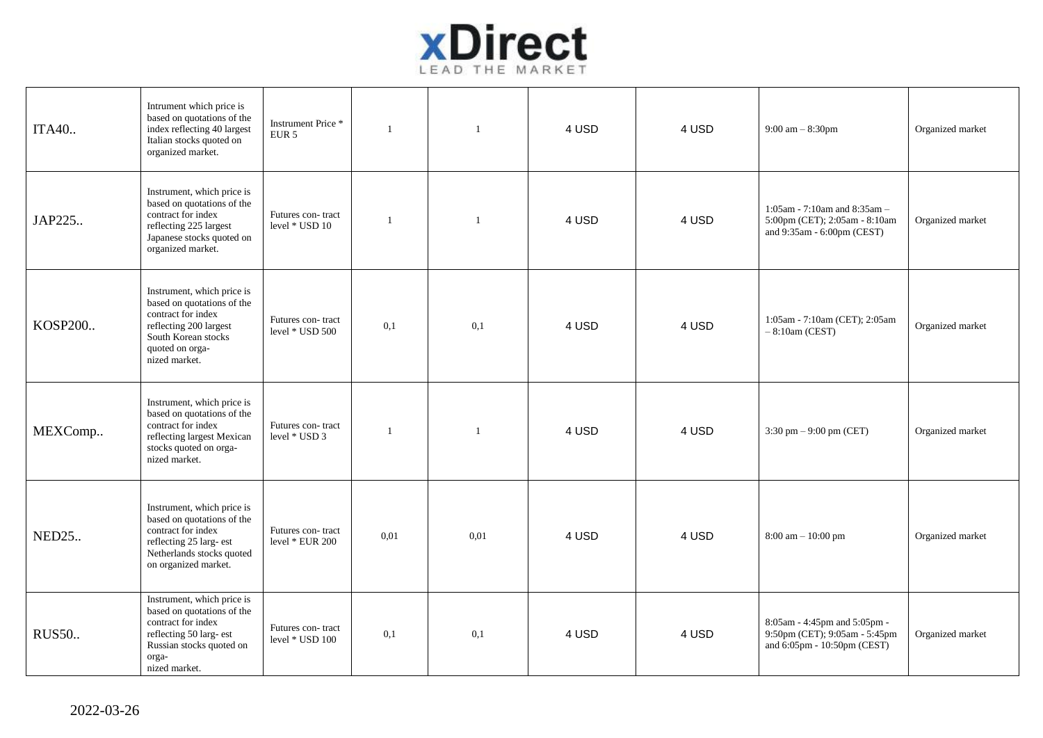| | | | | | | | | |
|---|---|---|---|---|---|---|---|---|
| ITA40.. | Intrument which price is based on quotations of the index reflecting 40 largest Italian stocks quoted on organized market. | Instrument Price * EUR 5 | 1 | 1 | 4 USD | 4 USD | 9:00 am – 8:30pm | Organized market |
| JAP225.. | Instrument, which price is based on quotations of the contract for index reflecting 225 largest Japanese stocks quoted on organized market. | Futures con- tract level * USD 10 | 1 | 1 | 4 USD | 4 USD | 1:05am - 7:10am and 8:35am – 5:00pm (CET); 2:05am - 8:10am and 9:35am - 6:00pm (CEST) | Organized market |
| KOSP200.. | Instrument, which price is based on quotations of the contract for index reflecting 200 largest South Korean stocks quoted on orga- nized market. | Futures con- tract level * USD 500 | 0,1 | 0,1 | 4 USD | 4 USD | 1:05am - 7:10am (CET); 2:05am – 8:10am (CEST) | Organized market |
| MEXComp.. | Instrument, which price is based on quotations of the contract for index reflecting largest Mexican stocks quoted on orga- nized market. | Futures con- tract level * USD 3 | 1 | 1 | 4 USD | 4 USD | 3:30 pm – 9:00 pm (CET) | Organized market |
| NED25.. | Instrument, which price is based on quotations of the contract for index reflecting 25 larg- est Netherlands stocks quoted on organized market. | Futures con- tract level * EUR 200 | 0,01 | 0,01 | 4 USD | 4 USD | 8:00 am – 10:00 pm | Organized market |
| RUS50.. | Instrument, which price is based on quotations of the contract for index reflecting 50 larg- est Russian stocks quoted on orga- nized market. | Futures con- tract level * USD 100 | 0,1 | 0,1 | 4 USD | 4 USD | 8:05am - 4:45pm and 5:05pm - 9:50pm (CET); 9:05am - 5:45pm and 6:05pm - 10:50pm (CEST) | Organized market |

2022-03-26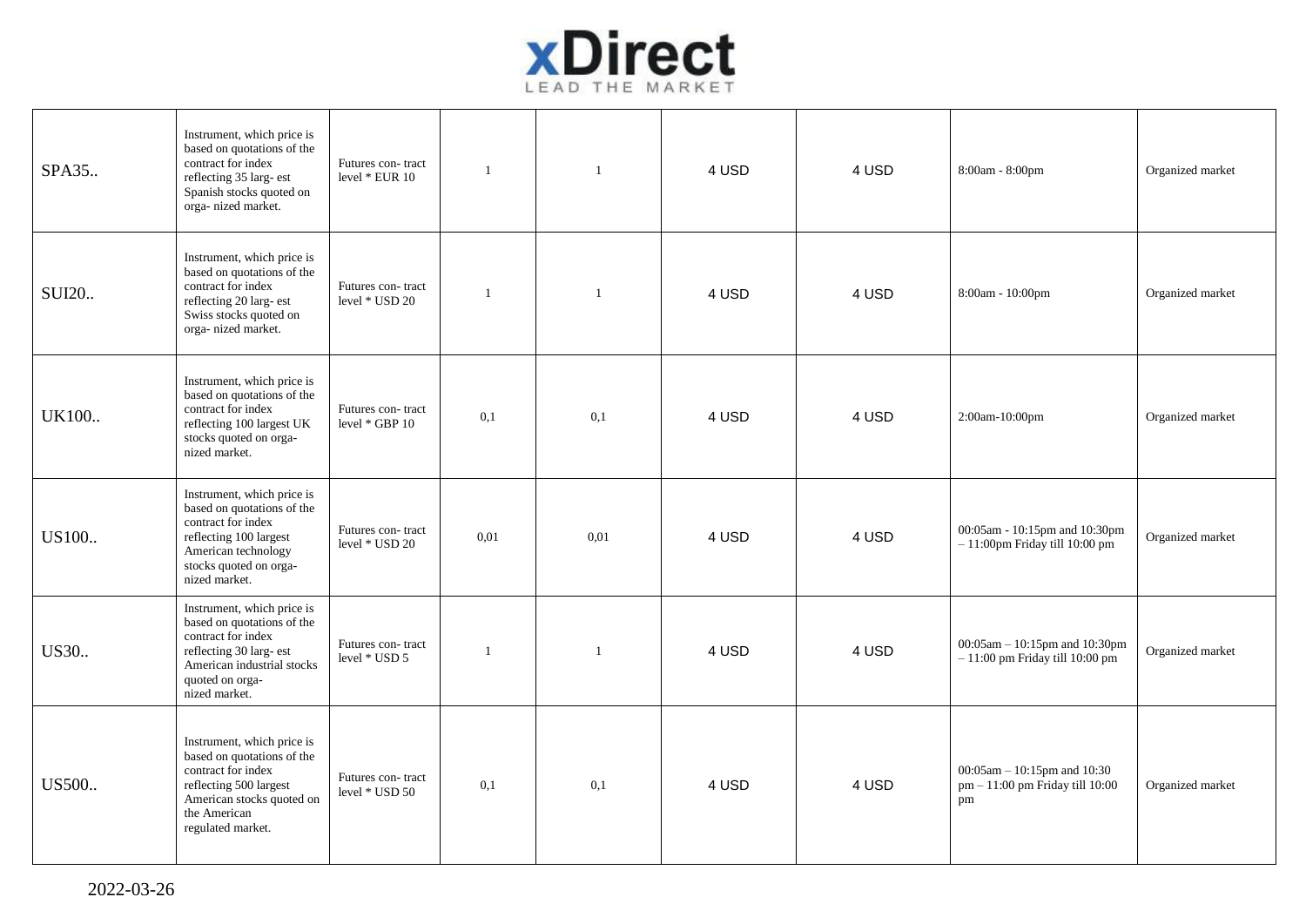| | | | | | | | | |
|---|---|---|---|---|---|---|---|---|
| SPA35.. | Instrument, which price is based on quotations of the contract for index reflecting 35 larg- est Spanish stocks quoted on orga- nized market. | Futures con- tract level * EUR 10 | 1 | 1 | 4 USD | 4 USD | 8:00am - 8:00pm | Organized market |
| SUI20.. | Instrument, which price is based on quotations of the contract for index reflecting 20 larg- est Swiss stocks quoted on orga- nized market. | Futures con- tract level * USD 20 | 1 | 1 | 4 USD | 4 USD | 8:00am - 10:00pm | Organized market |
| UK100.. | Instrument, which price is based on quotations of the contract for index reflecting 100 largest UK stocks quoted on orga- nized market. | Futures con- tract level * GBP 10 | 0,1 | 0,1 | 4 USD | 4 USD | 2:00am-10:00pm | Organized market |
| US100.. | Instrument, which price is based on quotations of the contract for index reflecting 100 largest American technology stocks quoted on orga- nized market. | Futures con- tract level * USD 20 | 0,01 | 0,01 | 4 USD | 4 USD | 00:05am - 10:15pm and 10:30pm – 11:00pm Friday till 10:00 pm | Organized market |
| US30.. | Instrument, which price is based on quotations of the contract for index reflecting 30 larg- est American industrial stocks quoted on orga- nized market. | Futures con- tract level * USD 5 | 1 | 1 | 4 USD | 4 USD | 00:05am – 10:15pm and 10:30pm – 11:00 pm Friday till 10:00 pm | Organized market |
| US500.. | Instrument, which price is based on quotations of the contract for index reflecting 500 largest American stocks quoted on the American regulated market. | Futures con- tract level * USD 50 | 0,1 | 0,1 | 4 USD | 4 USD | 00:05am – 10:15pm and 10:30 pm – 11:00 pm Friday till 10:00 pm | Organized market |

2022-03-26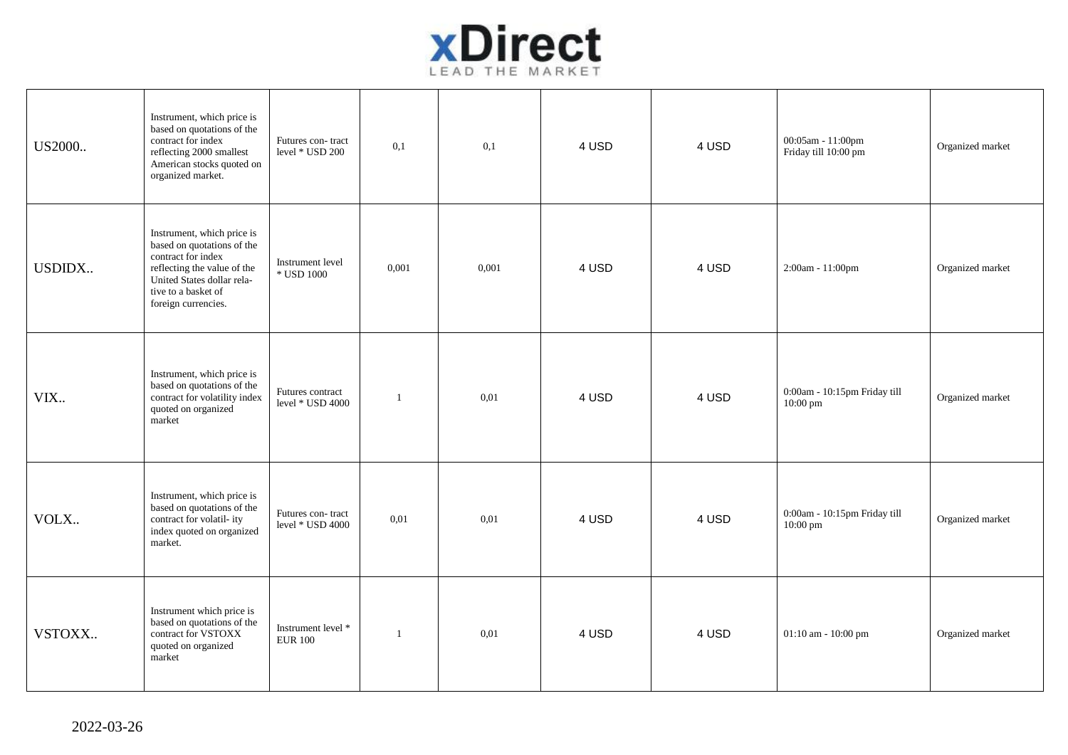| | | | | | | | | |
|---|---|---|---|---|---|---|---|---|
| US2000.. | Instrument, which price is based on quotations of the contract for index reflecting 2000 smallest American stocks quoted on organized market. | Futures con- tract level * USD 200 | 0,1 | 0,1 | 4 USD | 4 USD | 00:05am - 11:00pm Friday till 10:00 pm | Organized market |
| USDIDX.. | Instrument, which price is based on quotations of the contract for index reflecting the value of the United States dollar rela- tive to a basket of foreign currencies. | Instrument level * USD 1000 | 0,001 | 0,001 | 4 USD | 4 USD | 2:00am - 11:00pm | Organized market |
| VIX.. | Instrument, which price is based on quotations of the contract for volatility index quoted on organized market | Futures contract level * USD 4000 | 1 | 0,01 | 4 USD | 4 USD | 0:00am - 10:15pm Friday till 10:00 pm | Organized market |
| VOLX.. | Instrument, which price is based on quotations of the contract for volatil- ity index quoted on organized market. | Futures con- tract level * USD 4000 | 0,01 | 0,01 | 4 USD | 4 USD | 0:00am - 10:15pm Friday till 10:00 pm | Organized market |
| VSTOXX.. | Instrument which price is based on quotations of the contract for VSTOXX quoted on organized market | Instrument level * EUR 100 | 1 | 0,01 | 4 USD | 4 USD | 01:10 am - 10:00 pm | Organized market |

2022-03-26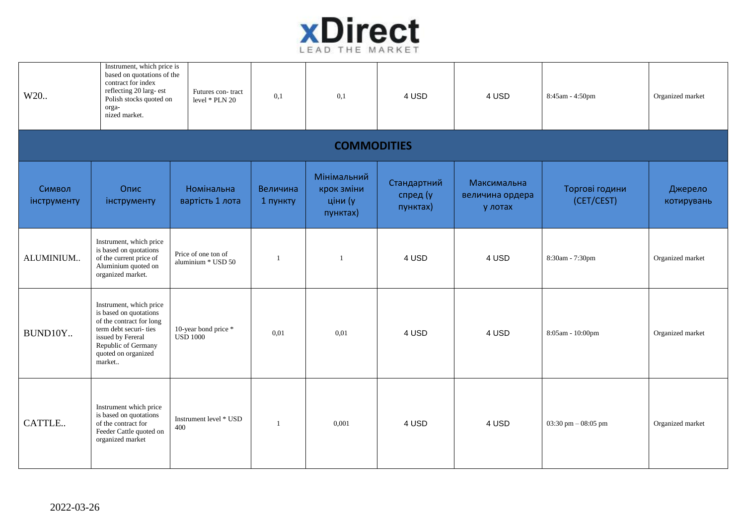| W20.. | Instrument, which price is based on quotations of the contract for index reflecting 20 larg- est Polish stocks quoted on orga- nized market. | Futures con- tract level * PLN 20 | 0,1 | 0,1 | 4 USD | 4 USD | 8:45am - 4:50pm | Organized market |
|---|---|---|---|---|---|---|---|---|

## COMMODITIES

| Символ інструменту | Опис інструменту | Номінальна вартість 1 лота | Величина 1 пункту | Мінімальний крок зміни ціни (у пунктах) | Стандартний спред (у пунктах) | Максимальна величина ордера у лотах | Торгові години (CET/CEST) | Джерело котирувань |
|---|---|---|---|---|---|---|---|---|
| ALUMINIUM.. | Instrument, which price is based on quotations of the current price of Aluminium quoted on organized market. | Price of one ton of aluminium * USD 50 | 1 | 1 | 4 USD | 4 USD | 8:30am - 7:30pm | Organized market |
| BUND10Y.. | Instrument, which price is based on quotations of the contract for long term debt securi- ties issued by Fereral Republic of Germany quoted on organized market.. | 10-year bond price * USD 1000 | 0,01 | 0,01 | 4 USD | 4 USD | 8:05am - 10:00pm | Organized market |
| CATTLE.. | Instrument which price is based on quotations of the contract for Feeder Cattle quoted on organized market | Instrument level * USD 400 | 1 | 0,001 | 4 USD | 4 USD | 03:30 pm – 08:05 pm | Organized market |

2022-03-26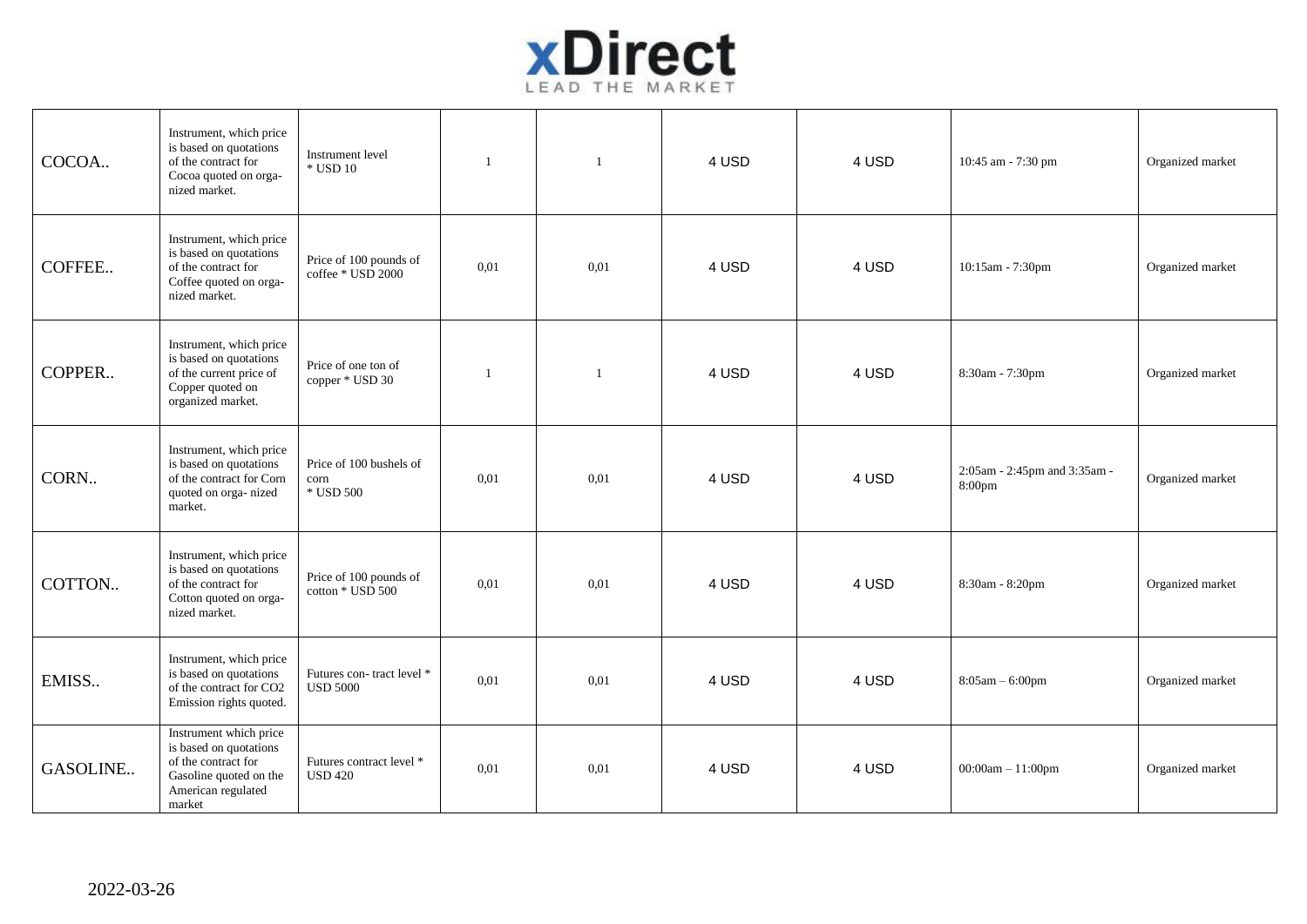| | | | | | | | | |
|---|---|---|---|---|---|---|---|---|
| COCOA.. | Instrument, which price is based on quotations of the contract for Cocoa quoted on organized market. | Instrument level * USD 10 | 1 | 1 | 4 USD | 4 USD | 10:45 am - 7:30 pm | Organized market |
| COFFEE.. | Instrument, which price is based on quotations of the contract for Coffee quoted on organized market. | Price of 100 pounds of coffee * USD 2000 | 0,01 | 0,01 | 4 USD | 4 USD | 10:15am - 7:30pm | Organized market |
| COPPER.. | Instrument, which price is based on quotations of the current price of Copper quoted on organized market. | Price of one ton of copper * USD 30 | 1 | 1 | 4 USD | 4 USD | 8:30am - 7:30pm | Organized market |
| CORN.. | Instrument, which price is based on quotations of the contract for Corn quoted on orga- nized market. | Price of 100 bushels of corn * USD 500 | 0,01 | 0,01 | 4 USD | 4 USD | 2:05am - 2:45pm and 3:35am - 8:00pm | Organized market |
| COTTON.. | Instrument, which price is based on quotations of the contract for Cotton quoted on organized market. | Price of 100 pounds of cotton * USD 500 | 0,01 | 0,01 | 4 USD | 4 USD | 8:30am - 8:20pm | Organized market |
| EMISS.. | Instrument, which price is based on quotations of the contract for CO2 Emission rights quoted. | Futures con- tract level * USD 5000 | 0,01 | 0,01 | 4 USD | 4 USD | 8:05am – 6:00pm | Organized market |
| GASOLINE.. | Instrument which price is based on quotations of the contract for Gasoline quoted on the American regulated market | Futures contract level * USD 420 | 0,01 | 0,01 | 4 USD | 4 USD | 00:00am – 11:00pm | Organized market |

2022-03-26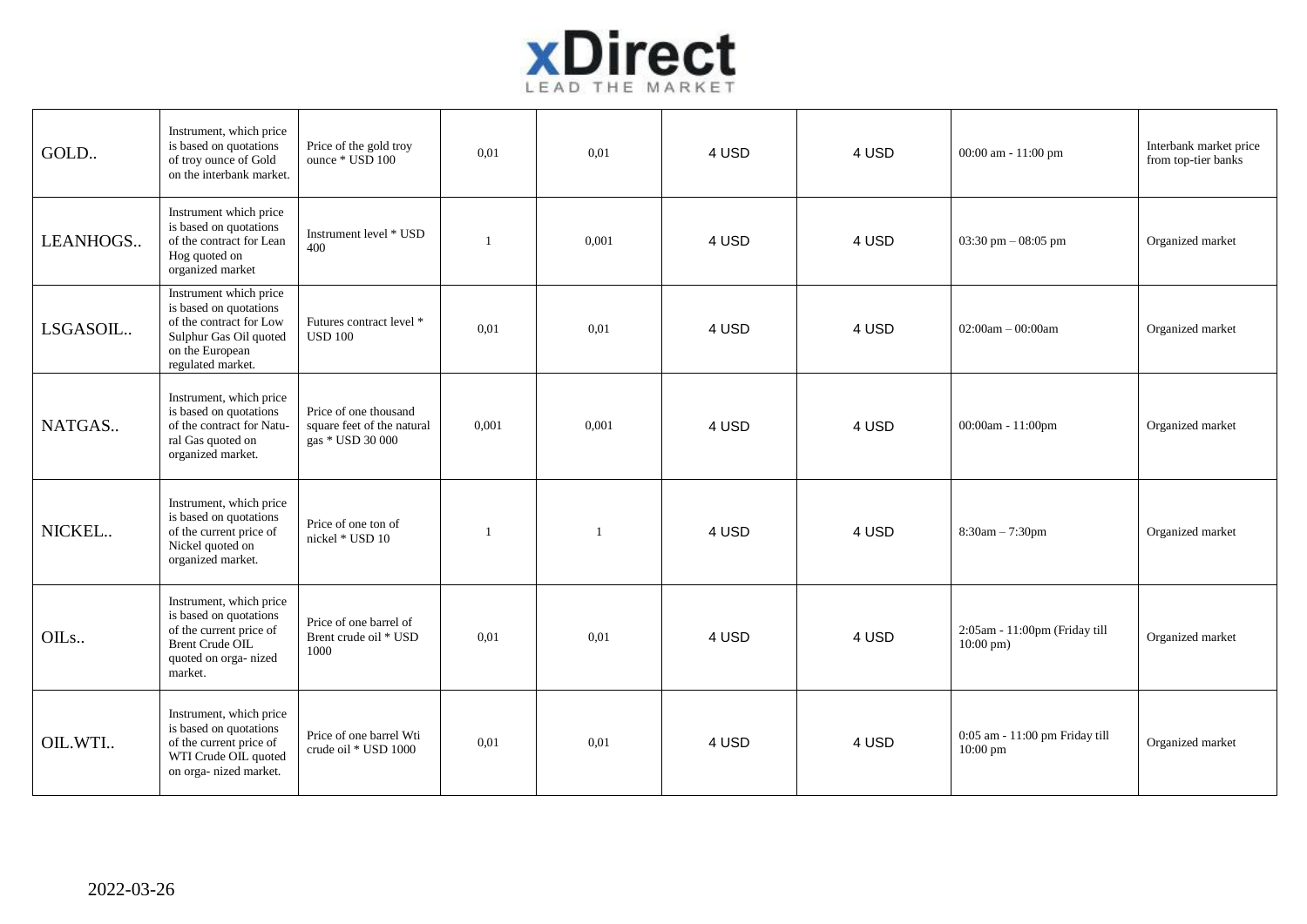| | | | | | | | | |
|---|---|---|---|---|---|---|---|---|
| GOLD.. | Instrument, which price is based on quotations of troy ounce of Gold on the interbank market. | Price of the gold troy ounce * USD 100 | 0,01 | 0,01 | 4 USD | 4 USD | 00:00 am - 11:00 pm | Interbank market price from top-tier banks |
| LEANHOGS.. | Instrument which price is based on quotations of the contract for Lean Hog quoted on organized market | Instrument level * USD 400 | 1 | 0,001 | 4 USD | 4 USD | 03:30 pm – 08:05 pm | Organized market |
| LSGASOIL.. | Instrument which price is based on quotations of the contract for Low Sulphur Gas Oil quoted on the European regulated market. | Futures contract level * USD 100 | 0,01 | 0,01 | 4 USD | 4 USD | 02:00am – 00:00am | Organized market |
| NATGAS.. | Instrument, which price is based on quotations of the contract for Natu-ral Gas quoted on organized market. | Price of one thousand square feet of the natural gas * USD 30 000 | 0,001 | 0,001 | 4 USD | 4 USD | 00:00am - 11:00pm | Organized market |
| NICKEL.. | Instrument, which price is based on quotations of the current price of Nickel quoted on organized market. | Price of one ton of nickel * USD 10 | 1 | 1 | 4 USD | 4 USD | 8:30am – 7:30pm | Organized market |
| OILs.. | Instrument, which price is based on quotations of the current price of Brent Crude OIL quoted on orga- nized market. | Price of one barrel of Brent crude oil * USD 1000 | 0,01 | 0,01 | 4 USD | 4 USD | 2:05am - 11:00pm (Friday till 10:00 pm) | Organized market |
| OIL.WTI.. | Instrument, which price is based on quotations of the current price of WTI Crude OIL quoted on orga- nized market. | Price of one barrel Wti crude oil * USD 1000 | 0,01 | 0,01 | 4 USD | 4 USD | 0:05 am - 11:00 pm Friday till 10:00 pm | Organized market |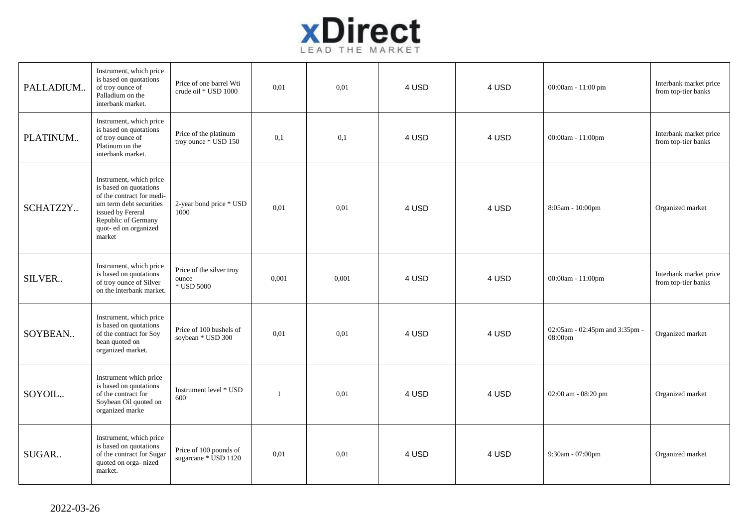| | | | | | | | | |
|---|---|---|---|---|---|---|---|---|
| PALLADIUM.. | Instrument, which price is based on quotations of troy ounce of Palladium on the interbank market. | Price of one barrel Wti crude oil * USD 1000 | 0,01 | 0,01 | 4 USD | 4 USD | 00:00am - 11:00 pm | Interbank market price from top-tier banks |
| PLATINUM.. | Instrument, which price is based on quotations of troy ounce of Platinum on the interbank market. | Price of the platinum troy ounce * USD 150 | 0,1 | 0,1 | 4 USD | 4 USD | 00:00am - 11:00pm | Interbank market price from top-tier banks |
| SCHATZ2Y.. | Instrument, which price is based on quotations of the contract for medi- um term debt securities issued by Fereral Republic of Germany quot- ed on organized market | 2-year bond price * USD 1000 | 0,01 | 0,01 | 4 USD | 4 USD | 8:05am - 10:00pm | Organized market |
| SILVER.. | Instrument, which price is based on quotations of troy ounce of Silver on the interbank market. | Price of the silver troy ounce * USD 5000 | 0,001 | 0,001 | 4 USD | 4 USD | 00:00am - 11:00pm | Interbank market price from top-tier banks |
| SOYBEAN.. | Instrument, which price is based on quotations of the contract for Soy bean quoted on organized market. | Price of 100 bushels of soybean * USD 300 | 0,01 | 0,01 | 4 USD | 4 USD | 02:05am - 02:45pm and 3:35pm - 08:00pm | Organized market |
| SOYOIL.. | Instrument which price is based on quotations of the contract for Soybean Oil quoted on organized marke | Instrument level * USD 600 | 1 | 0,01 | 4 USD | 4 USD | 02:00 am - 08:20 pm | Organized market |
| SUGAR.. | Instrument, which price is based on quotations of the contract for Sugar quoted on orga- nized market. | Price of 100 pounds of sugarcane * USD 1120 | 0,01 | 0,01 | 4 USD | 4 USD | 9:30am - 07:00pm | Organized market |

2022-03-26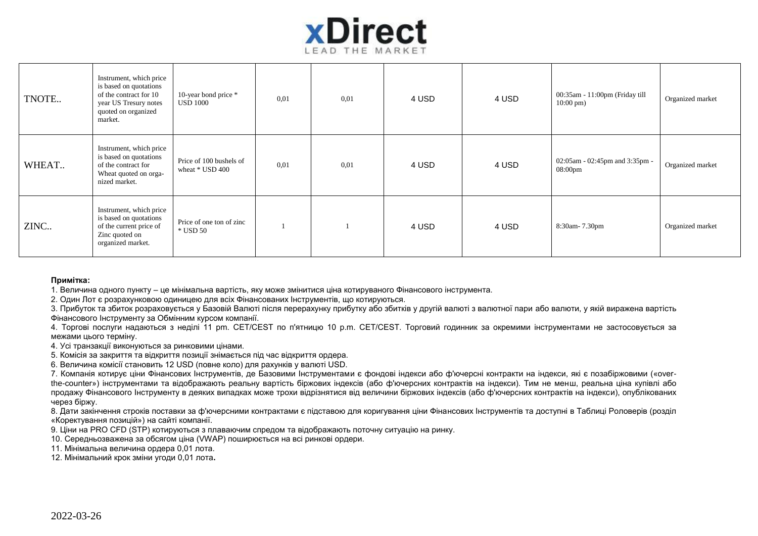| | | | | | | | | |
|---|---|---|---|---|---|---|---|---|
| TNOTE.. | Instrument, which price is based on quotations of the contract for 10 year US Tresury notes quoted on organized market. | 10-year bond price * USD 1000 | 0,01 | 0,01 | 4 USD | 4 USD | 00:35am - 11:00pm (Friday till 10:00 pm) | Organized market |
| WHEAT.. | Instrument, which price is based on quotations of the contract for Wheat quoted on organized market. | Price of 100 bushels of wheat * USD 400 | 0,01 | 0,01 | 4 USD | 4 USD | 02:05am - 02:45pm and 3:35pm - 08:00pm | Organized market |
| ZINC.. | Instrument, which price is based on quotations of the current price of Zinc quoted on organized market. | Price of one ton of zinc * USD 50 | 1 | 1 | 4 USD | 4 USD | 8:30am- 7.30pm | Organized market |

**Примітка:**

1. Величина одного пункту – це мінімальна вартість, яку може змінитися ціна котируваного Фінансового інструмента.
2. Один Лот є розрахунковою одиницею для всіх Фінансованих Інструментів, що котируються.
3. Прибуток та збиток розраховується у Базовій Валюті після перерахунку прибутку або збитків у другій валюті з валютної пари або валюти, у якій виражена вартість Фінансового Інструменту за Обмінним курсом компанії.
4. Торгові послуги надаються з неділі 11 pm. CET/CEST по п'ятницю 10 p.m. CET/CEST. Торговий годинник за окремими інструментами не застосовується за межами цього терміну.
4. Усі транзакції виконуються за ринковими цінами.
5. Комісія за закриття та відкриття позиції знімається під час відкриття ордера.
6. Величина комісії становить 12 USD (повне коло) для рахунків у валюті USD.
7. Компанія котирує ціни Фінансових Інструментів, де Базовими Інструментами є фондові індекси або ф'ючерсні контракти на індекси, які є позабіржовими («over-the-counter») інструментами та відображають реальну вартість біржових індексів (або ф'ючерсних контрактів на індекси). Тим не менш, реальна ціна купівлі або продажу Фінансового Інструменту в деяких випадках може трохи відрізнятися від величини біржових індексів (або ф'ючерсних контрактів на індекси), опублікованих через біржу.
8. Дати закінчення строків поставки за ф'ючерсними контрактами є підставою для коригування ціни Фінансових Інструментів та доступні в Таблиці Роловерів (розділ «Коректування позицій») на сайті компанії.
9. Ціни на PRO CFD (STP) котируються з плаваючим спредом та відображають поточну ситуацію на ринку.
10. Середньозважена за обсягом ціна (VWAP) поширюється на всі ринкові ордери.
11. Мінімальна величина ордера 0,01 лота.
12. Мінімальний крок зміни угоди 0,01 лота.

2022-03-26